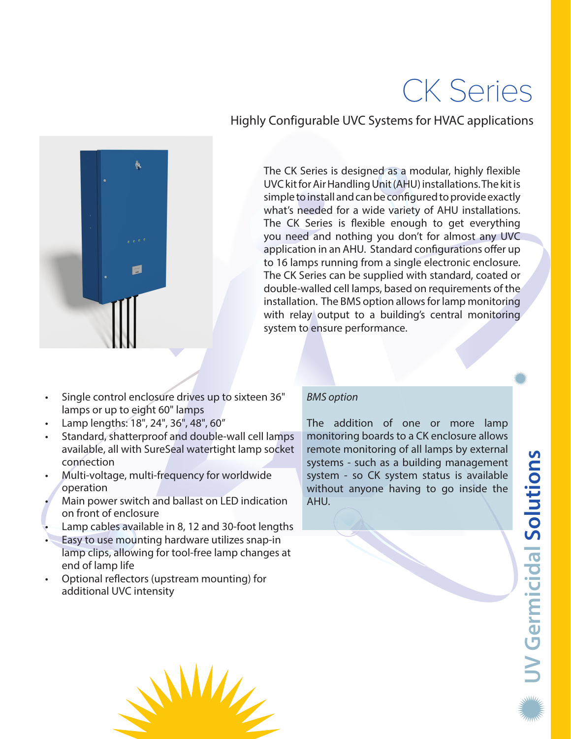# CK Series

Highly Configurable UVC Systems for HVAC applications

The CK Series is designed as a modular, highly flexible UVC kit for Air Handling Unit (AHU) installations. The kit is simple to install and can be configured to provide exactly what's needed for a wide variety of AHU installations. The CK Series is flexible enough to get everything you need and nothing you don't for almost any UVC application in an AHU. Standard configurations offer up to 16 lamps running from a single electronic enclosure. The CK Series can be supplied with standard, coated or double-walled cell lamps, based on requirements of the installation. The BMS option allows for lamp monitoring with relay output to a building's central monitoring system to ensure performance.

- Single control enclosure drives up to sixteen 36" lamps or up to eight 60" lamps
- Lamp lengths: 18", 24", 36", 48", 60"
- Standard, shatterproof and double-wall cell lamps available, all with SureSeal watertight lamp socket connection
- Multi-voltage, multi-frequency for worldwide operation
- Main power switch and ballast on LED indication on front of enclosure
- Lamp cables available in 8, 12 and 30-foot lengths
- Easy to use mounting hardware utilizes snap-in lamp clips, allowing for tool-free lamp changes at end of lamp life
- Optional reflectors (upstream mounting) for additional UVC intensity

*BMS option*

The addition of one or more lamp monitoring boards to a CK enclosure allows remote monitoring of all lamps by external systems - such as a building management system - so CK system status is available without anyone having to go inside the AHU.

UV Germicidal **Solutions**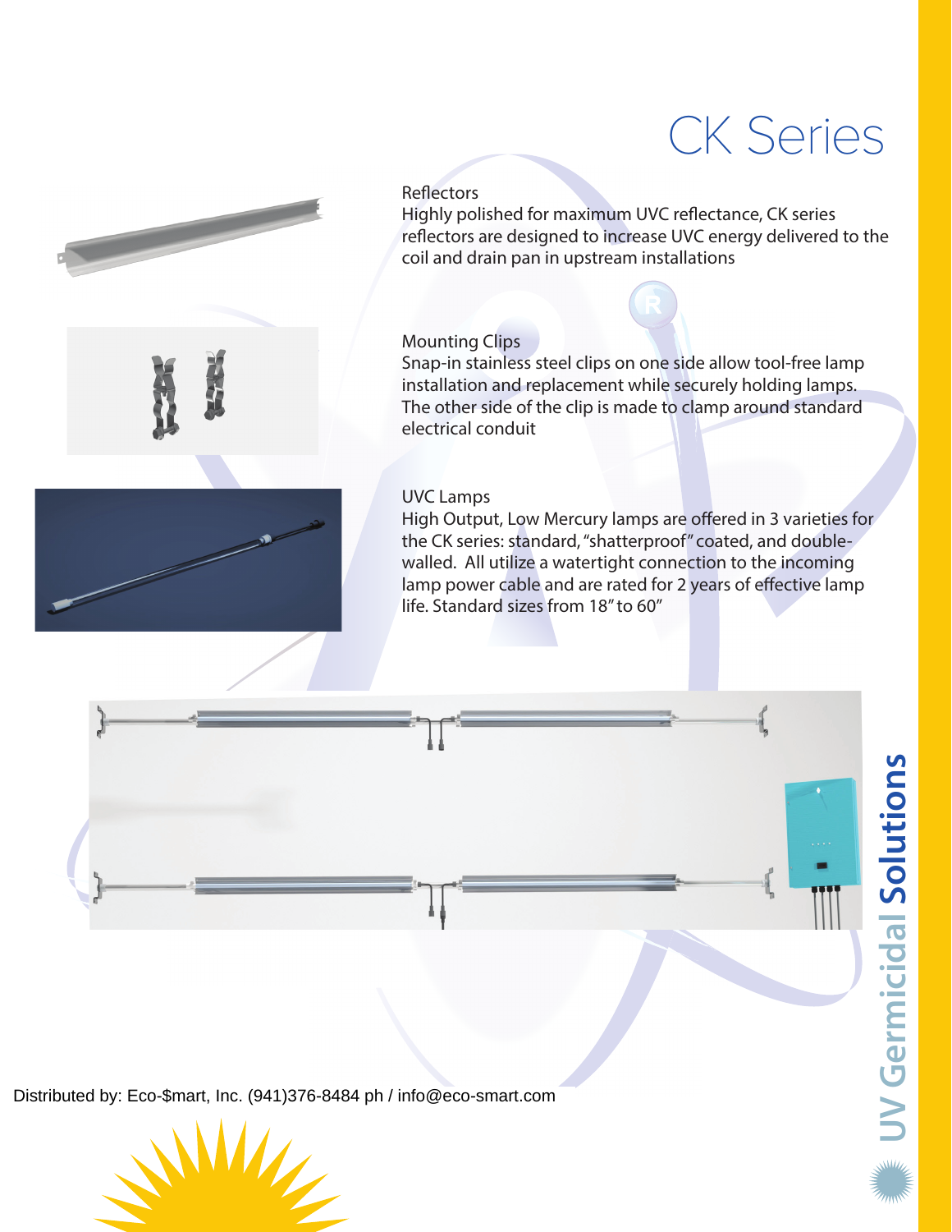# CK Series

## Reflectors

Highly polished for maximum UVC reflectance, CK series reflectors are designed to increase UVC energy delivered to the coil and drain pan in upstream installations

## Mounting Clips

Snap-in stainless steel clips on one side allow tool-free lamp installation and replacement while securely holding lamps. The other side of the clip is made to clamp around standard electrical conduit

## UVC Lamps

High Output, Low Mercury lamps are offered in 3 varieties for the CK series: standard, "shatterproof" coated, and double-walled. All utilize a watertight connection to the incoming lamp power cable and are rated for 2 years of effective lamp life. Standard sizes from 18" to 60"

Distributed by: Eco-$mart, Inc. (941)376-8484 ph / info@eco-smart.com

UV Germicidal Solutions